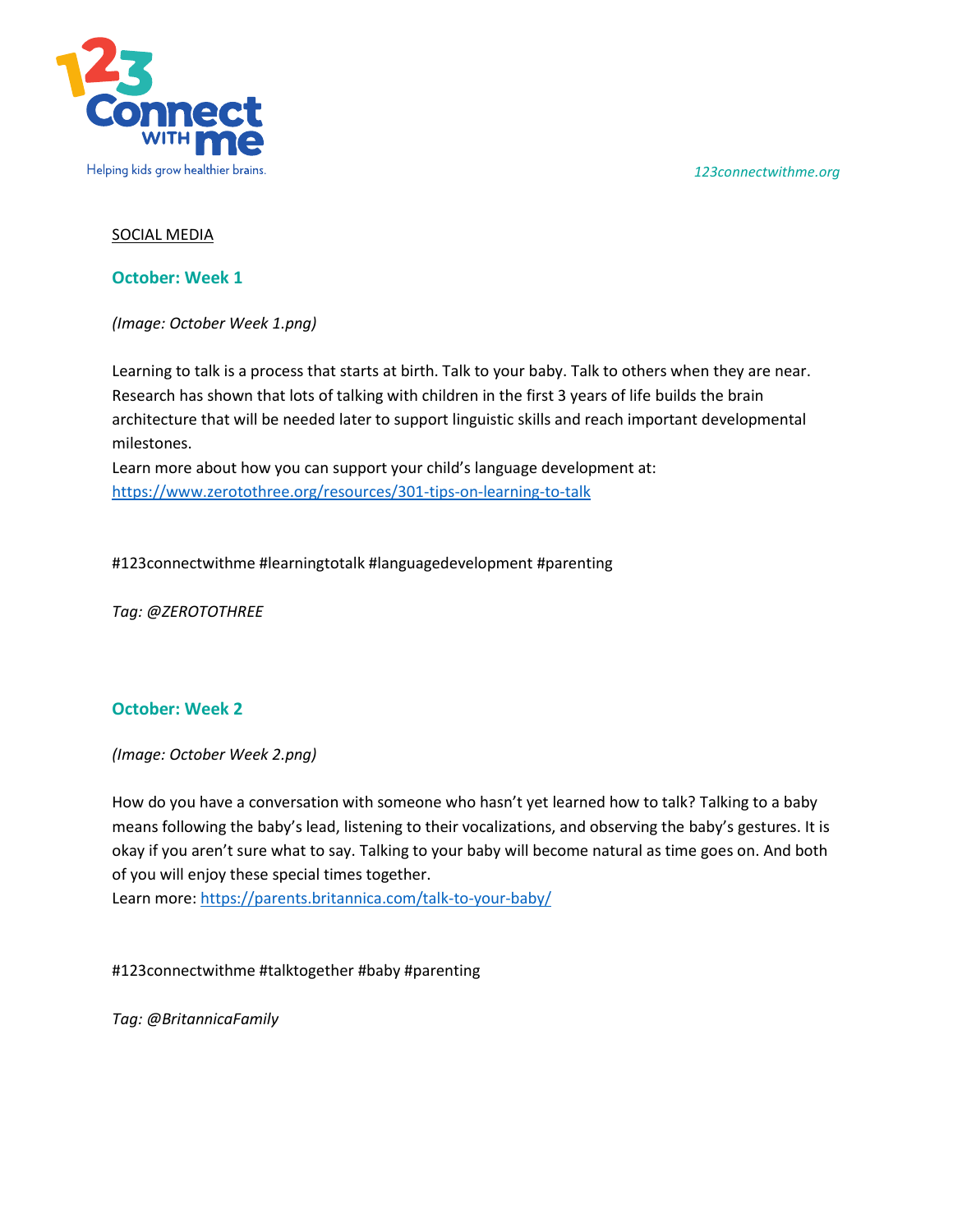123 Connect with me

Helping kids grow healthier brains.

*123connectwithme.org*

SOCIAL MEDIA

## October: Week 1

*(Image: October Week 1.png)*

Learning to talk is a process that starts at birth. Talk to your baby. Talk to others when they are near. Research has shown that lots of talking with children in the first 3 years of life builds the brain architecture that will be needed later to support linguistic skills and reach important developmental milestones.
Learn more about how you can support your child's language development at: https://www.zerotothree.org/resources/301-tips-on-learning-to-talk

#123connectwithme #learningtotalk #languagedevelopment #parenting

*Tag: @ZEROTOTHREE*

## October: Week 2

*(Image: October Week 2.png)*

How do you have a conversation with someone who hasn't yet learned how to talk? Talking to a baby means following the baby's lead, listening to their vocalizations, and observing the baby's gestures. It is okay if you aren't sure what to say. Talking to your baby will become natural as time goes on. And both of you will enjoy these special times together.
Learn more: https://parents.britannica.com/talk-to-your-baby/

#123connectwithme #talktogether #baby #parenting

*Tag: @BritannicaFamily*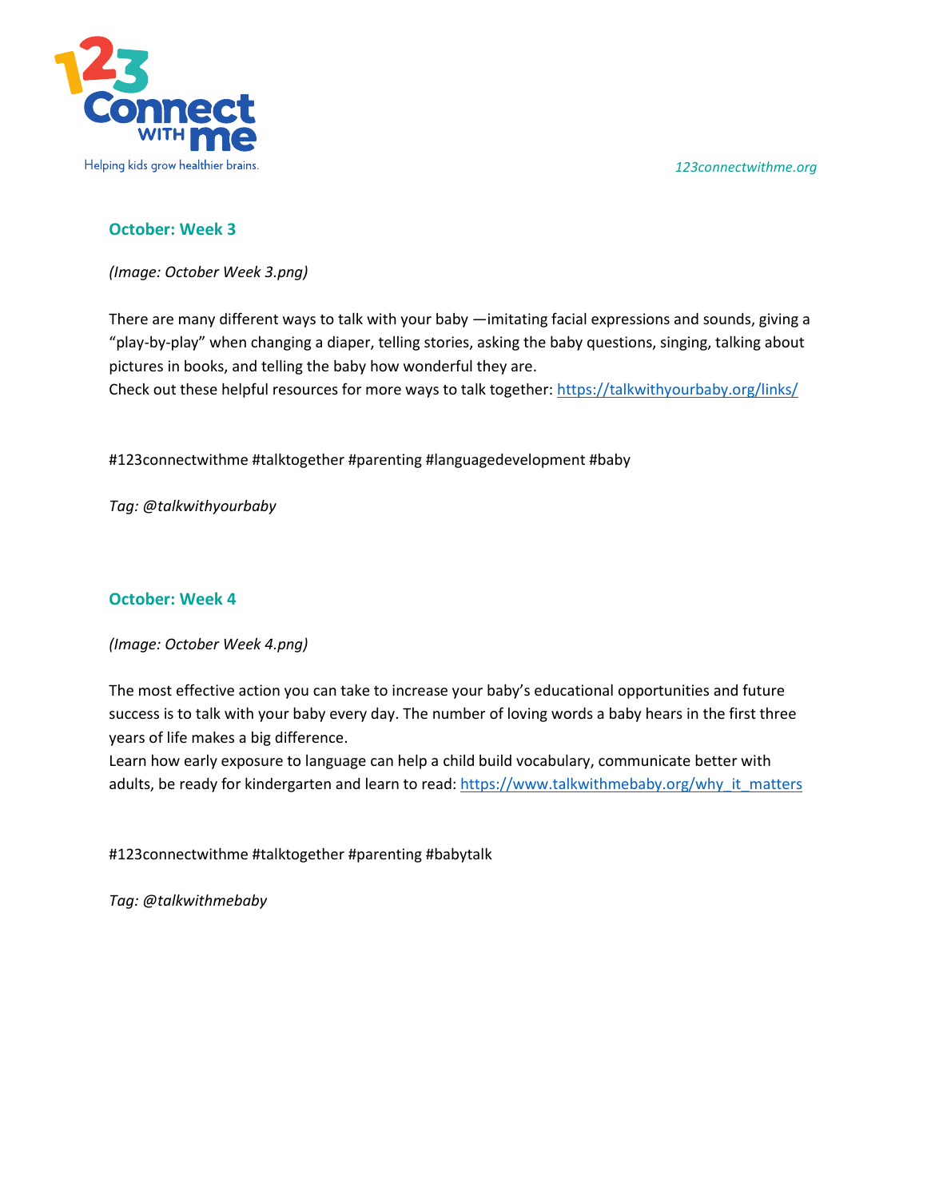## October: Week 3

*(Image: October Week 3.png)*

There are many different ways to talk with your baby —imitating facial expressions and sounds, giving a "play-by-play" when changing a diaper, telling stories, asking the baby questions, singing, talking about pictures in books, and telling the baby how wonderful they are.
Check out these helpful resources for more ways to talk together: https://talkwithyourbaby.org/links/

#123connectwithme #talktogether #parenting #languagedevelopment #baby

*Tag: @talkwithyourbaby*

## October: Week 4

*(Image: October Week 4.png)*

The most effective action you can take to increase your baby's educational opportunities and future success is to talk with your baby every day. The number of loving words a baby hears in the first three years of life makes a big difference.
Learn how early exposure to language can help a child build vocabulary, communicate better with adults, be ready for kindergarten and learn to read: https://www.talkwithmebaby.org/why_it_matters

#123connectwithme #talktogether #parenting #babytalk

*Tag: @talkwithmebaby*